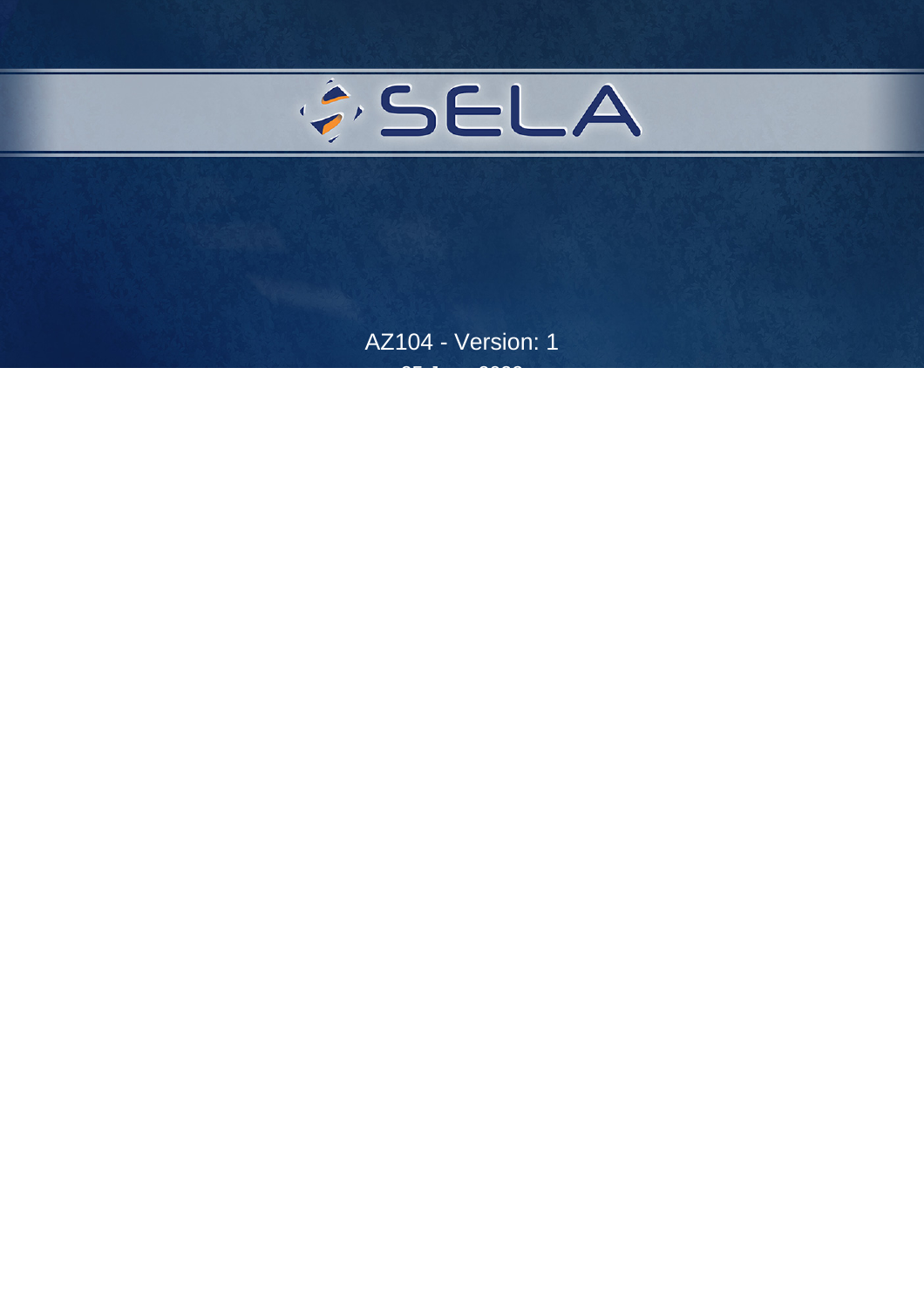SELA

AZ104 - Version: 1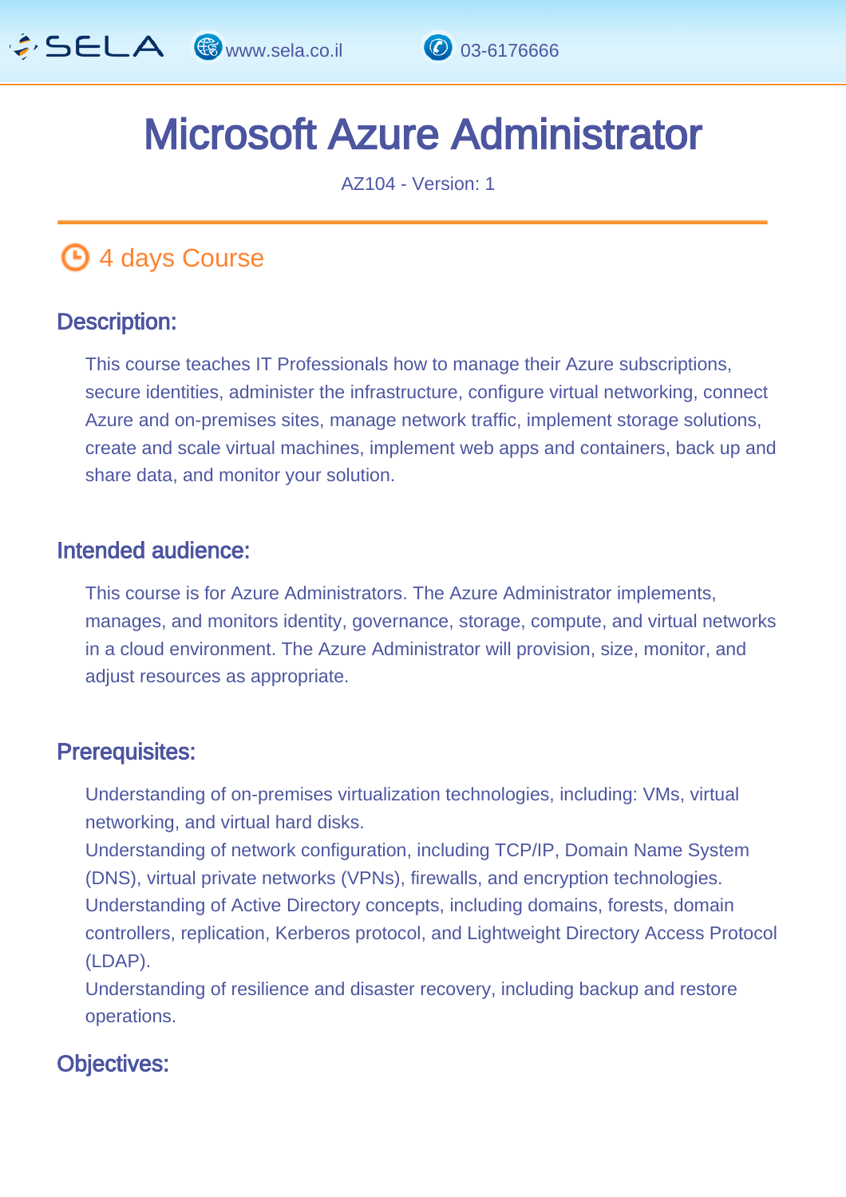# Microsoft Azure Administrator

AZ104 - Version: 1

## 4 days Course

### Description:

This course teaches IT Professionals how to manage their Azure subscriptions, secure identities, administer the infrastructure, configure virtual networking, connect Azure and on-premises sites, manage network traffic, implement storage solutions, create and scale virtual machines, implement web apps and containers, back up and share data, and monitor your solution.

### Intended audience:

This course is for Azure Administrators. The Azure Administrator implements, manages, and monitors identity, governance, storage, compute, and virtual networks in a cloud environment. The Azure Administrator will provision, size, monitor, and adjust resources as appropriate.

### Prerequisites:

Understanding of on-premises virtualization technologies, including: VMs, virtual networking, and virtual hard disks.
Understanding of network configuration, including TCP/IP, Domain Name System (DNS), virtual private networks (VPNs), firewalls, and encryption technologies.
Understanding of Active Directory concepts, including domains, forests, domain controllers, replication, Kerberos protocol, and Lightweight Directory Access Protocol (LDAP).
Understanding of resilience and disaster recovery, including backup and restore operations.

### Objectives: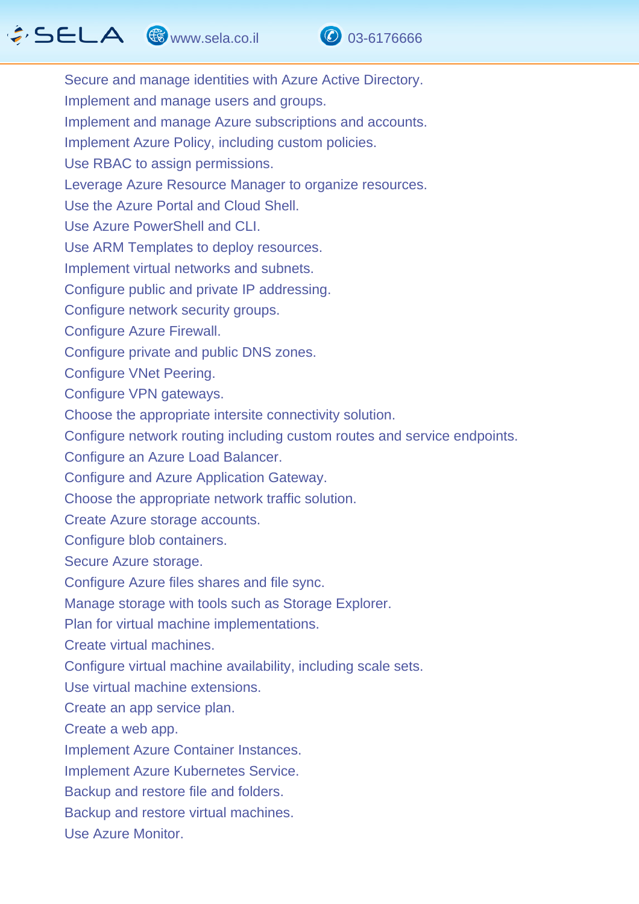Secure and manage identities with Azure Active Directory.
Implement and manage users and groups.
Implement and manage Azure subscriptions and accounts.
Implement Azure Policy, including custom policies.
Use RBAC to assign permissions.
Leverage Azure Resource Manager to organize resources.
Use the Azure Portal and Cloud Shell.
Use Azure PowerShell and CLI.
Use ARM Templates to deploy resources.
Implement virtual networks and subnets.
Configure public and private IP addressing.
Configure network security groups.
Configure Azure Firewall.
Configure private and public DNS zones.
Configure VNet Peering.
Configure VPN gateways.
Choose the appropriate intersite connectivity solution.
Configure network routing including custom routes and service endpoints.
Configure an Azure Load Balancer.
Configure and Azure Application Gateway.
Choose the appropriate network traffic solution.
Create Azure storage accounts.
Configure blob containers.
Secure Azure storage.
Configure Azure files shares and file sync.
Manage storage with tools such as Storage Explorer.
Plan for virtual machine implementations.
Create virtual machines.
Configure virtual machine availability, including scale sets.
Use virtual machine extensions.
Create an app service plan.
Create a web app.
Implement Azure Container Instances.
Implement Azure Kubernetes Service.
Backup and restore file and folders.
Backup and restore virtual machines.
Use Azure Monitor.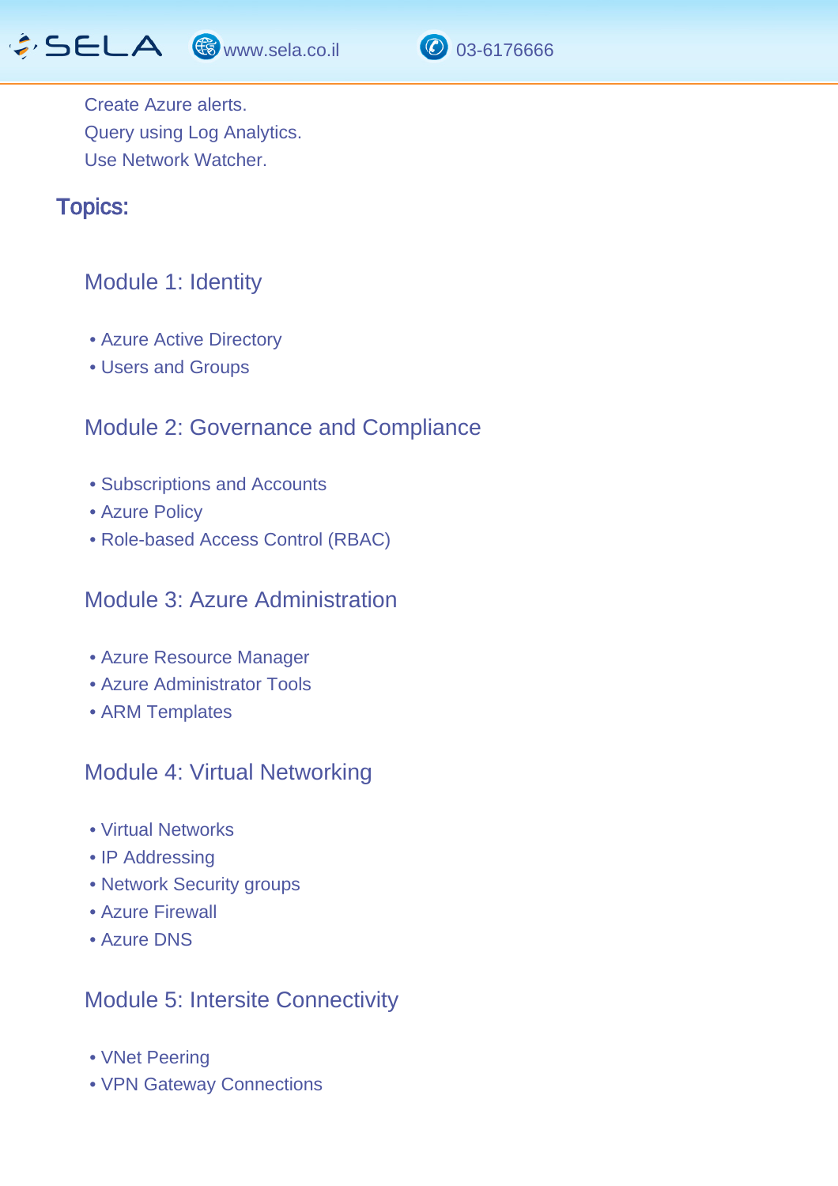Create Azure alerts.
Query using Log Analytics.
Use Network Watcher.

## Topics:

### Module 1: Identity

- Azure Active Directory
- Users and Groups

### Module 2: Governance and Compliance

- Subscriptions and Accounts
- Azure Policy
- Role-based Access Control (RBAC)

### Module 3: Azure Administration

- Azure Resource Manager
- Azure Administrator Tools
- ARM Templates

### Module 4: Virtual Networking

- Virtual Networks
- IP Addressing
- Network Security groups
- Azure Firewall
- Azure DNS

### Module 5: Intersite Connectivity

- VNet Peering
- VPN Gateway Connections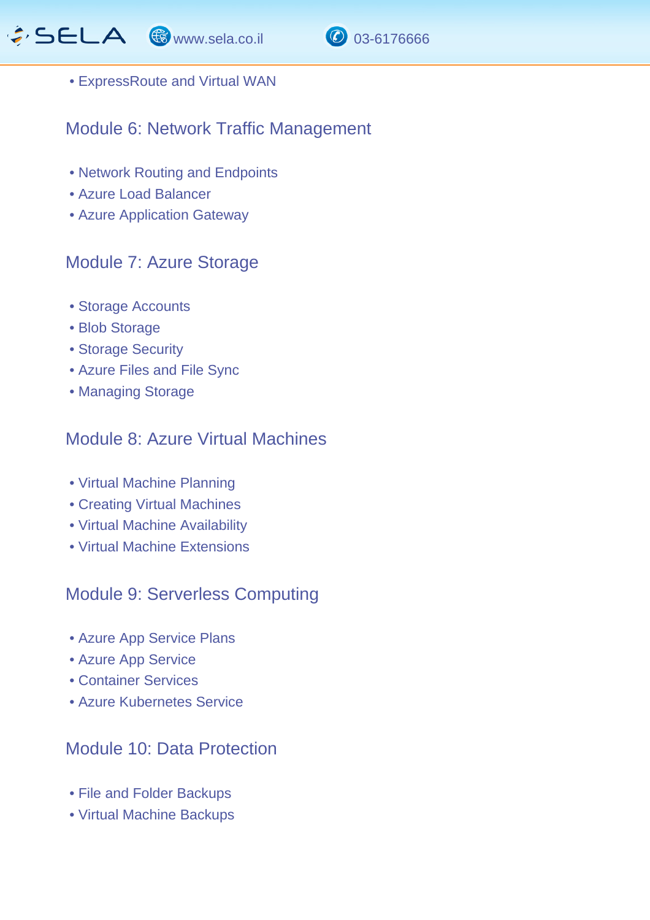- ExpressRoute and Virtual WAN

## Module 6: Network Traffic Management

- Network Routing and Endpoints
- Azure Load Balancer
- Azure Application Gateway

## Module 7: Azure Storage

- Storage Accounts
- Blob Storage
- Storage Security
- Azure Files and File Sync
- Managing Storage

## Module 8: Azure Virtual Machines

- Virtual Machine Planning
- Creating Virtual Machines
- Virtual Machine Availability
- Virtual Machine Extensions

## Module 9: Serverless Computing

- Azure App Service Plans
- Azure App Service
- Container Services
- Azure Kubernetes Service

## Module 10: Data Protection

- File and Folder Backups
- Virtual Machine Backups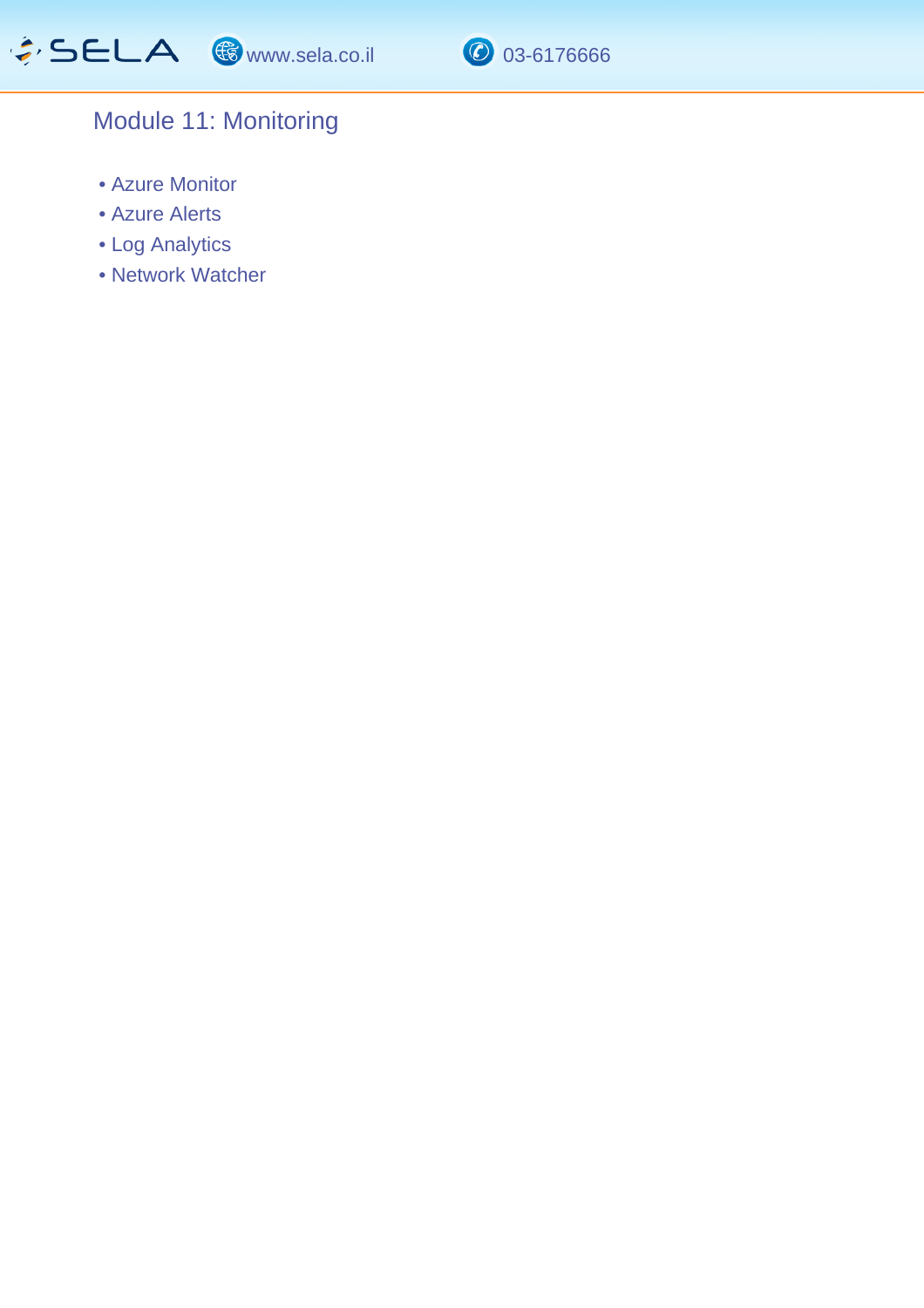## Module 11: Monitoring

- Azure Monitor
- Azure Alerts
- Log Analytics
- Network Watcher